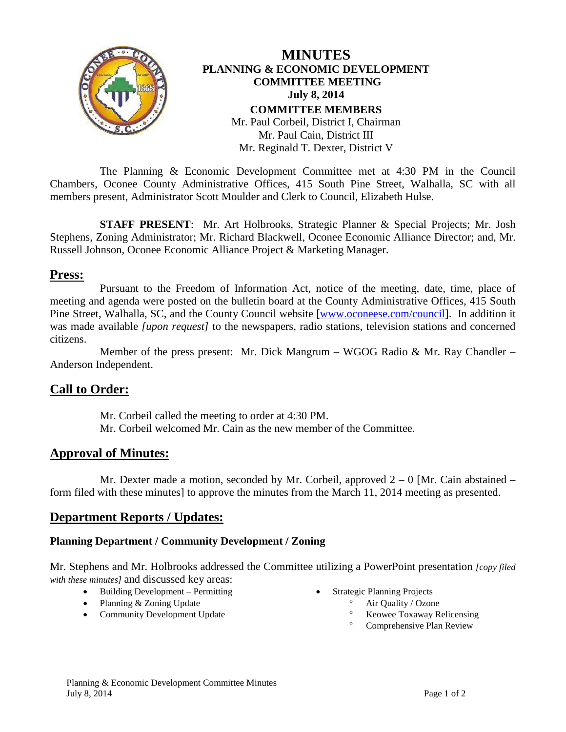# MINUTES

## PLANNING & ECONOMIC DEVELOPMENT COMMITTEE MEETING

**July 8, 2014**

**COMMITTEE MEMBERS**

Mr. Paul Corbeil, District I, Chairman
Mr. Paul Cain, District III
Mr. Reginald T. Dexter, District V

The Planning & Economic Development Committee met at 4:30 PM in the Council Chambers, Oconee County Administrative Offices, 415 South Pine Street, Walhalla, SC with all members present, Administrator Scott Moulder and Clerk to Council, Elizabeth Hulse.

**STAFF PRESENT**: Mr. Art Holbrooks, Strategic Planner & Special Projects; Mr. Josh Stephens, Zoning Administrator; Mr. Richard Blackwell, Oconee Economic Alliance Director; and, Mr. Russell Johnson, Oconee Economic Alliance Project & Marketing Manager.

## Press:

Pursuant to the Freedom of Information Act, notice of the meeting, date, time, place of meeting and agenda were posted on the bulletin board at the County Administrative Offices, 415 South Pine Street, Walhalla, SC, and the County Council website [www.oconeese.com/council]. In addition it was made available *[upon request]* to the newspapers, radio stations, television stations and concerned citizens.

Member of the press present: Mr. Dick Mangrum – WGOG Radio & Mr. Ray Chandler – Anderson Independent.

## Call to Order:

Mr. Corbeil called the meeting to order at 4:30 PM.
Mr. Corbeil welcomed Mr. Cain as the new member of the Committee.

## Approval of Minutes:

Mr. Dexter made a motion, seconded by Mr. Corbeil, approved 2 – 0 [Mr. Cain abstained – form filed with these minutes] to approve the minutes from the March 11, 2014 meeting as presented.

## Department Reports / Updates:

### Planning Department / Community Development / Zoning

Mr. Stephens and Mr. Holbrooks addressed the Committee utilizing a PowerPoint presentation *[copy filed with these minutes]* and discussed key areas:

- Building Development – Permitting
- Planning & Zoning Update
- Community Development Update
- Strategic Planning Projects
  - Air Quality / Ozone
  - Keowee Toxaway Relicensing
  - Comprehensive Plan Review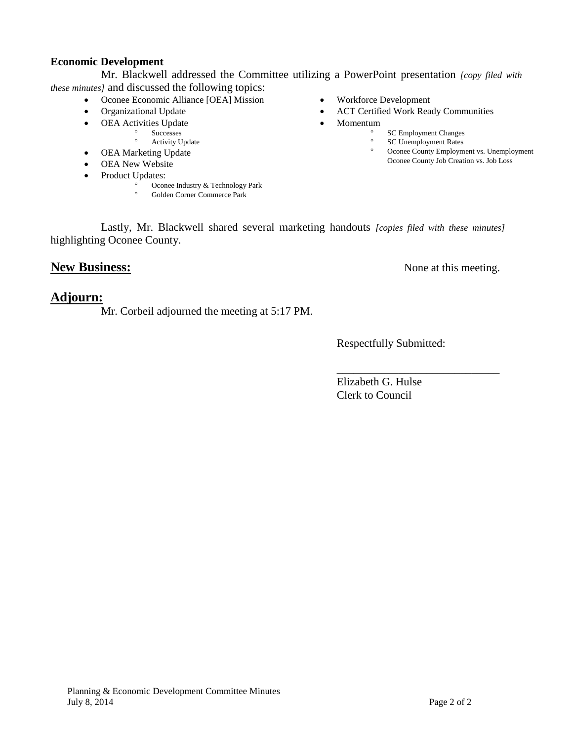**Economic Development**

Mr. Blackwell addressed the Committee utilizing a PowerPoint presentation *[copy filed with these minutes]* and discussed the following topics:

- Oconee Economic Alliance [OEA] Mission
- Organizational Update
- OEA Activities Update
  - Successes
  - Activity Update
- OEA Marketing Update
- OEA New Website
- Product Updates:
  - Oconee Industry & Technology Park
  - Golden Corner Commerce Park
- Workforce Development
- ACT Certified Work Ready Communities
- Momentum
  - SC Employment Changes
  - SC Unemployment Rates
  - Oconee County Employment vs. Unemployment
    Oconee County Job Creation vs. Job Loss

Lastly, Mr. Blackwell shared several marketing handouts *[copies filed with these minutes]* highlighting Oconee County.

## New Business:

None at this meeting.

## Adjourn:

Mr. Corbeil adjourned the meeting at 5:17 PM.

Respectfully Submitted:

______________________________

Elizabeth G. Hulse
Clerk to Council